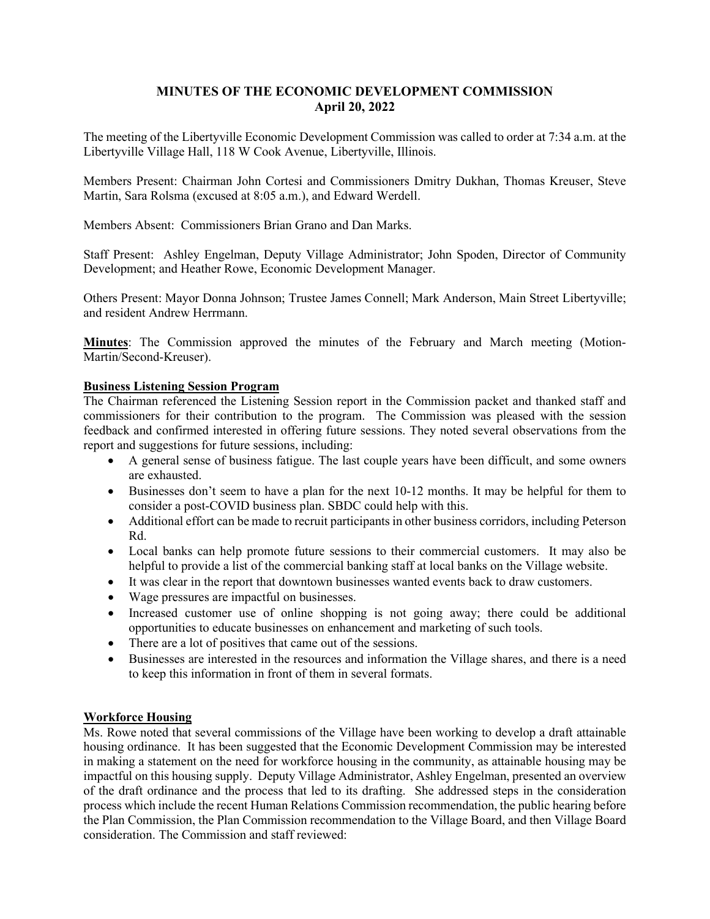# MINUTES OF THE ECONOMIC DEVELOPMENT COMMISSION
## April 20, 2022

The meeting of the Libertyville Economic Development Commission was called to order at 7:34 a.m. at the Libertyville Village Hall, 118 W Cook Avenue, Libertyville, Illinois.

Members Present: Chairman John Cortesi and Commissioners Dmitry Dukhan, Thomas Kreuser, Steve Martin, Sara Rolsma (excused at 8:05 a.m.), and Edward Werdell.

Members Absent: Commissioners Brian Grano and Dan Marks.

Staff Present: Ashley Engelman, Deputy Village Administrator; John Spoden, Director of Community Development; and Heather Rowe, Economic Development Manager.

Others Present: Mayor Donna Johnson; Trustee James Connell; Mark Anderson, Main Street Libertyville; and resident Andrew Herrmann.

**Minutes**: The Commission approved the minutes of the February and March meeting (Motion-Martin/Second-Kreuser).

**Business Listening Session Program**

The Chairman referenced the Listening Session report in the Commission packet and thanked staff and commissioners for their contribution to the program. The Commission was pleased with the session feedback and confirmed interested in offering future sessions. They noted several observations from the report and suggestions for future sessions, including:

- A general sense of business fatigue. The last couple years have been difficult, and some owners are exhausted.
- Businesses don't seem to have a plan for the next 10-12 months. It may be helpful for them to consider a post-COVID business plan. SBDC could help with this.
- Additional effort can be made to recruit participants in other business corridors, including Peterson Rd.
- Local banks can help promote future sessions to their commercial customers. It may also be helpful to provide a list of the commercial banking staff at local banks on the Village website.
- It was clear in the report that downtown businesses wanted events back to draw customers.
- Wage pressures are impactful on businesses.
- Increased customer use of online shopping is not going away; there could be additional opportunities to educate businesses on enhancement and marketing of such tools.
- There are a lot of positives that came out of the sessions.
- Businesses are interested in the resources and information the Village shares, and there is a need to keep this information in front of them in several formats.

**Workforce Housing**

Ms. Rowe noted that several commissions of the Village have been working to develop a draft attainable housing ordinance. It has been suggested that the Economic Development Commission may be interested in making a statement on the need for workforce housing in the community, as attainable housing may be impactful on this housing supply. Deputy Village Administrator, Ashley Engelman, presented an overview of the draft ordinance and the process that led to its drafting. She addressed steps in the consideration process which include the recent Human Relations Commission recommendation, the public hearing before the Plan Commission, the Plan Commission recommendation to the Village Board, and then Village Board consideration. The Commission and staff reviewed: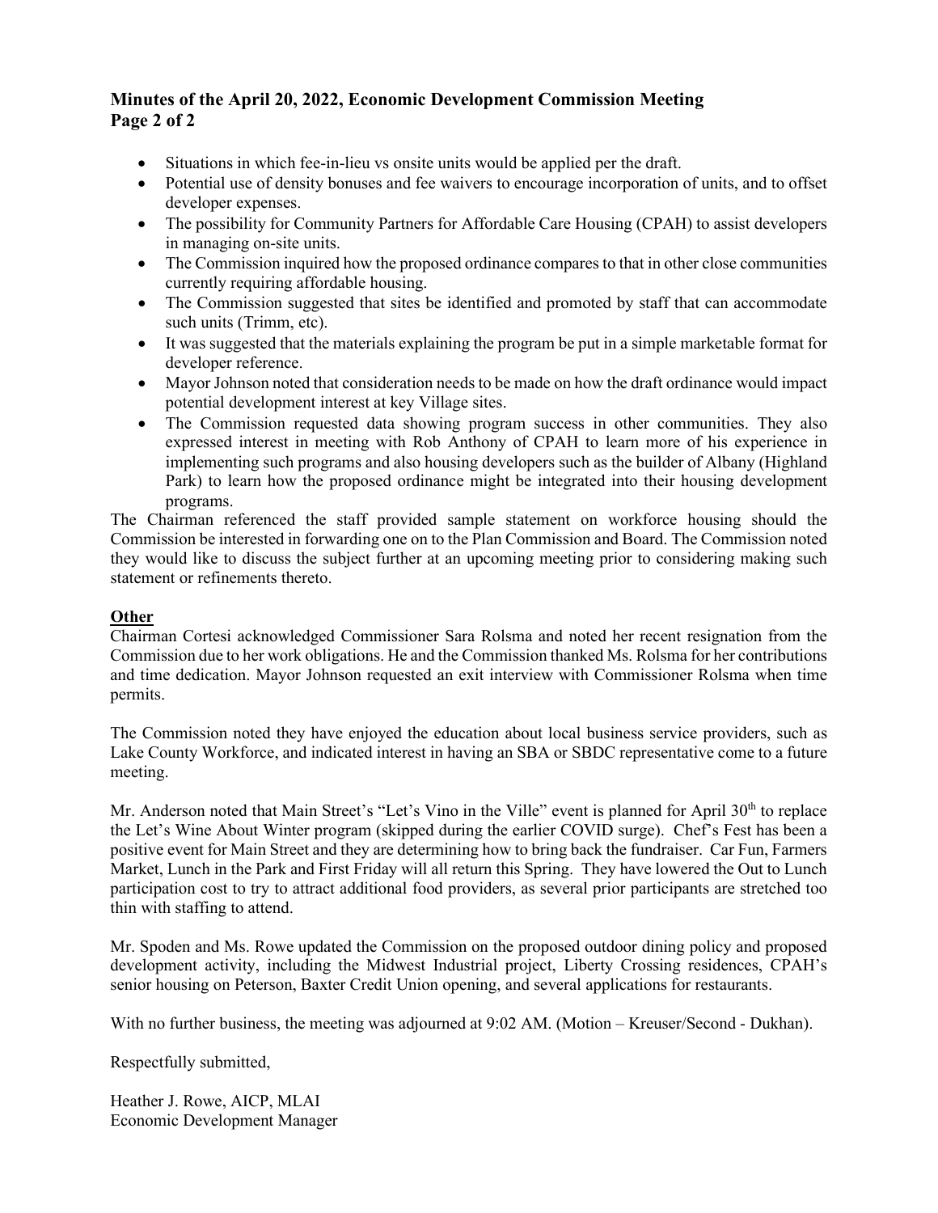- Situations in which fee-in-lieu vs onsite units would be applied per the draft.
- Potential use of density bonuses and fee waivers to encourage incorporation of units, and to offset developer expenses.
- The possibility for Community Partners for Affordable Care Housing (CPAH) to assist developers in managing on-site units.
- The Commission inquired how the proposed ordinance compares to that in other close communities currently requiring affordable housing.
- The Commission suggested that sites be identified and promoted by staff that can accommodate such units (Trimm, etc).
- It was suggested that the materials explaining the program be put in a simple marketable format for developer reference.
- Mayor Johnson noted that consideration needs to be made on how the draft ordinance would impact potential development interest at key Village sites.
- The Commission requested data showing program success in other communities. They also expressed interest in meeting with Rob Anthony of CPAH to learn more of his experience in implementing such programs and also housing developers such as the builder of Albany (Highland Park) to learn how the proposed ordinance might be integrated into their housing development programs.

The Chairman referenced the staff provided sample statement on workforce housing should the Commission be interested in forwarding one on to the Plan Commission and Board. The Commission noted they would like to discuss the subject further at an upcoming meeting prior to considering making such statement or refinements thereto.

## Other

Chairman Cortesi acknowledged Commissioner Sara Rolsma and noted her recent resignation from the Commission due to her work obligations. He and the Commission thanked Ms. Rolsma for her contributions and time dedication. Mayor Johnson requested an exit interview with Commissioner Rolsma when time permits.

The Commission noted they have enjoyed the education about local business service providers, such as Lake County Workforce, and indicated interest in having an SBA or SBDC representative come to a future meeting.

Mr. Anderson noted that Main Street's "Let's Vino in the Ville" event is planned for April 30th to replace the Let's Wine About Winter program (skipped during the earlier COVID surge). Chef's Fest has been a positive event for Main Street and they are determining how to bring back the fundraiser. Car Fun, Farmers Market, Lunch in the Park and First Friday will all return this Spring. They have lowered the Out to Lunch participation cost to try to attract additional food providers, as several prior participants are stretched too thin with staffing to attend.

Mr. Spoden and Ms. Rowe updated the Commission on the proposed outdoor dining policy and proposed development activity, including the Midwest Industrial project, Liberty Crossing residences, CPAH's senior housing on Peterson, Baxter Credit Union opening, and several applications for restaurants.

With no further business, the meeting was adjourned at 9:02 AM. (Motion – Kreuser/Second - Dukhan).

Respectfully submitted,

Heather J. Rowe, AICP, MLAI
Economic Development Manager